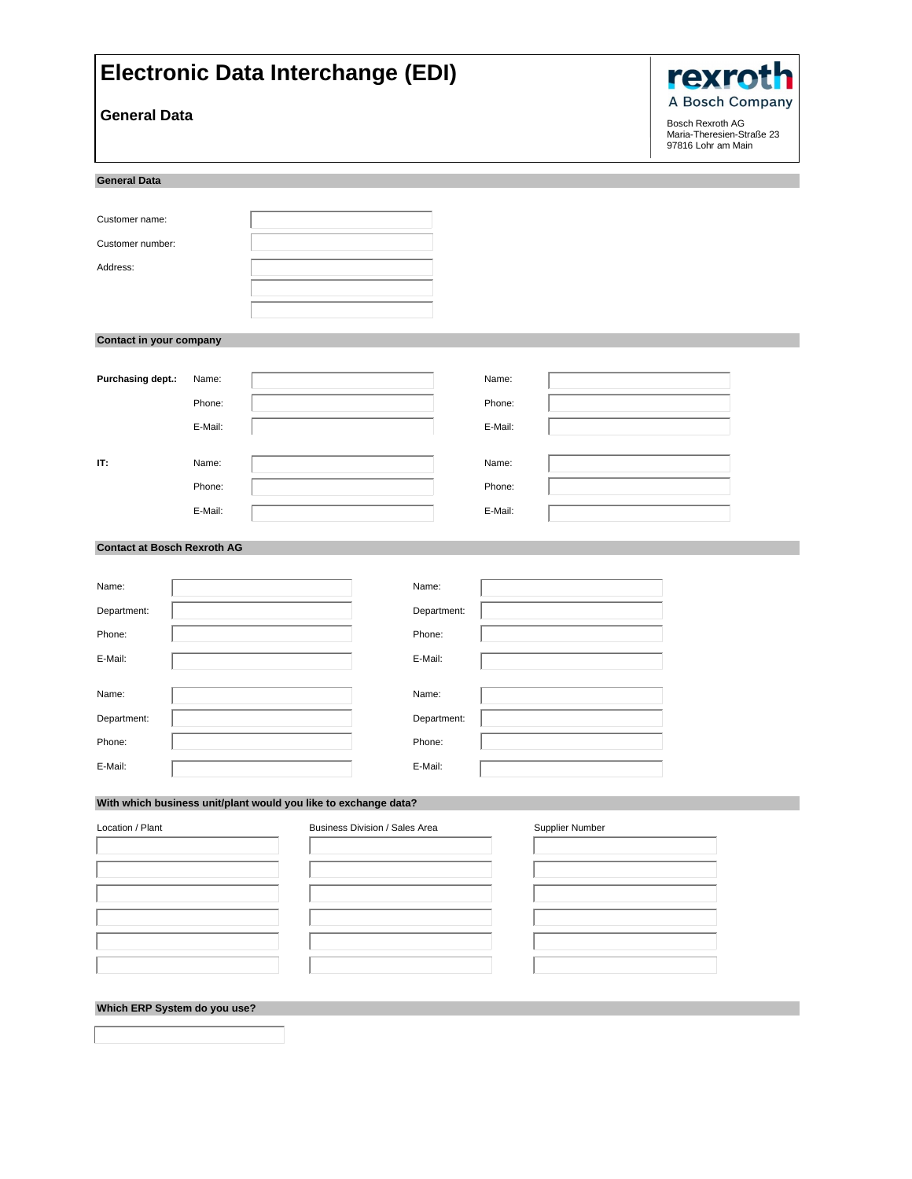# Electronic Data Interchange (EDI)

## General Data

rexroth
A Bosch Company

Bosch Rexroth AG
Maria-Theresien-Straße 23
97816 Lohr am Main

### General Data

Customer name:

Customer number:

Address:

### Contact in your company

| | | | | |
|---|---|---|---|---|
| **Purchasing dept.:** | Name: | | Name: | |
| | Phone: | | Phone: | |
| | E-Mail: | | E-Mail: | |
| **IT:** | Name: | | Name: | |
| | Phone: | | Phone: | |
| | E-Mail: | | E-Mail: | |

### Contact at Bosch Rexroth AG

| | | | |
|---|---|---|---|
| Name: | | Name: | |
| Department: | | Department: | |
| Phone: | | Phone: | |
| E-Mail: | | E-Mail: | |
| Name: | | Name: | |
| Department: | | Department: | |
| Phone: | | Phone: | |
| E-Mail: | | E-Mail: | |

### With which business unit/plant would you like to exchange data?

| Location / Plant | Business Division / Sales Area | Supplier Number |
|---|---|---|
| | | |
| | | |
| | | |
| | | |
| | | |
| | | |

### Which ERP System do you use?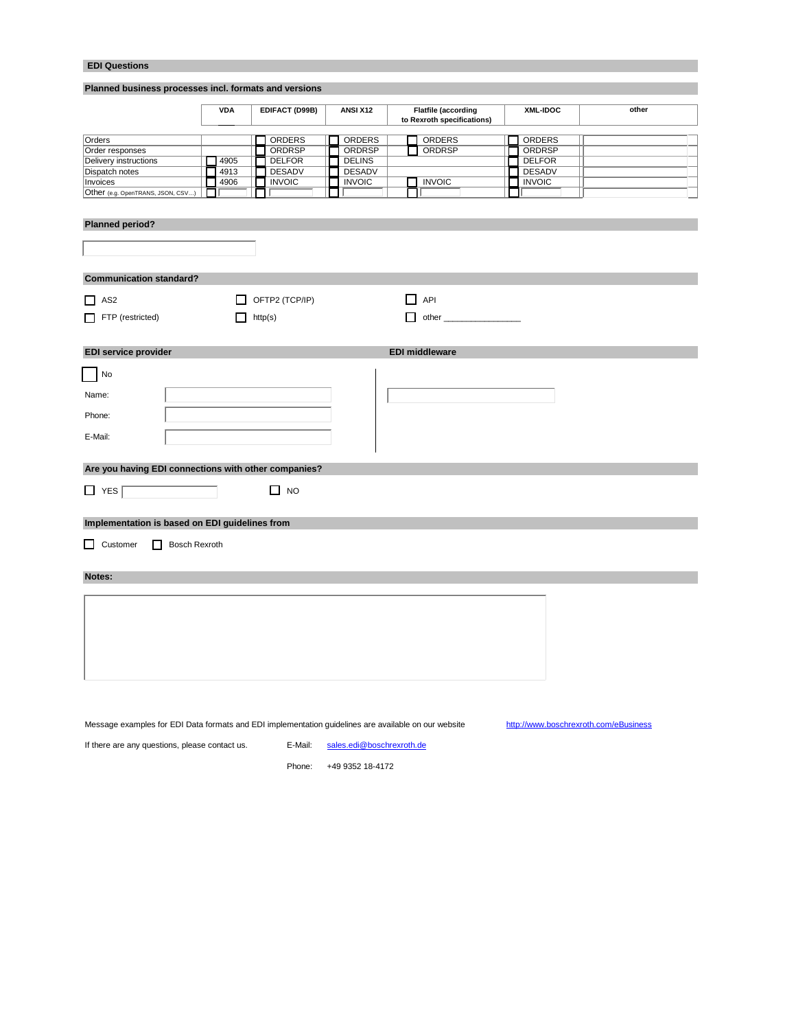## EDI Questions

### Planned business processes incl. formats and versions

| | VDA | EDIFACT (D99B) | ANSI X12 | Flatfile (according to Rexroth specifications) | XML-IDOC | other |
|---|---|---|---|---|---|---|
| Orders | | ☐ ORDERS | ☐ ORDERS | ☐ ORDERS | ☐ ORDERS | |
| Order responses | | ☐ ORDRSP | ☐ ORDRSP | ☐ ORDRSP | ☐ ORDRSP | |
| Delivery instructions | ☐ 4905 | ☐ DELFOR | ☐ DELINS | | ☐ DELFOR | |
| Dispatch notes | ☐ 4913 | ☐ DESADV | ☐ DESADV | | ☐ DESADV | |
| Invoices | ☐ 4906 | ☐ INVOIC | ☐ INVOIC | ☐ INVOIC | ☐ INVOIC | |
| Other (e.g. OpenTRANS, JSON, CSV…) | ☐ | ☐ | ☐ | ☐ | ☐ | |

### Planned period?

### Communication standard?

☐ AS2 ☐ OFTP2 (TCP/IP) ☐ API

☐ FTP (restricted) ☐ http(s) ☐ other _______________

### EDI service provider

☐ No

Name:

Phone:

E-Mail:

### EDI middleware

### Are you having EDI connections with other companies?

☐ YES ☐ NO

### Implementation is based on EDI guidelines from

☐ Customer ☐ Bosch Rexroth

### Notes:

Message examples for EDI Data formats and EDI implementation guidelines are available on our website http://www.boschrexroth.com/eBusiness

If there are any questions, please contact us. E-Mail: sales.edi@boschrexroth.de

Phone: +49 9352 18-4172